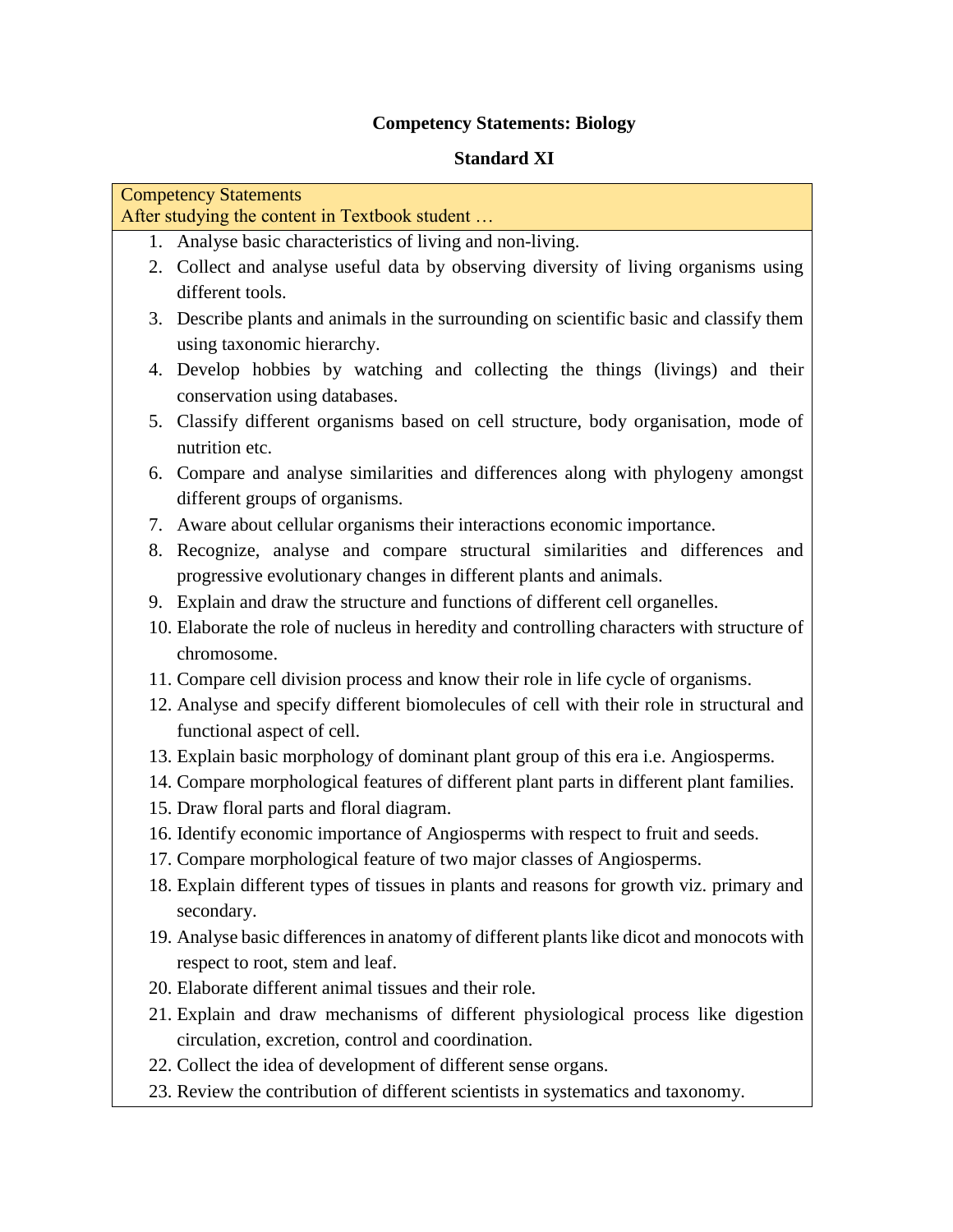# Competency Statements: Biology

## Standard XI

| Competency Statements<br>After studying the content in Textbook student … |
|---|
| 1. Analyse basic characteristics of living and non-living.<br>2. Collect and analyse useful data by observing diversity of living organisms using different tools.<br>3. Describe plants and animals in the surrounding on scientific basic and classify them using taxonomic hierarchy.<br>4. Develop hobbies by watching and collecting the things (livings) and their conservation using databases.<br>5. Classify different organisms based on cell structure, body organisation, mode of nutrition etc.<br>6. Compare and analyse similarities and differences along with phylogeny amongst different groups of organisms.<br>7. Aware about cellular organisms their interactions economic importance.<br>8. Recognize, analyse and compare structural similarities and differences and progressive evolutionary changes in different plants and animals.<br>9. Explain and draw the structure and functions of different cell organelles.<br>10. Elaborate the role of nucleus in heredity and controlling characters with structure of chromosome.<br>11. Compare cell division process and know their role in life cycle of organisms.<br>12. Analyse and specify different biomolecules of cell with their role in structural and functional aspect of cell.<br>13. Explain basic morphology of dominant plant group of this era i.e. Angiosperms.<br>14. Compare morphological features of different plant parts in different plant families.<br>15. Draw floral parts and floral diagram.<br>16. Identify economic importance of Angiosperms with respect to fruit and seeds.<br>17. Compare morphological feature of two major classes of Angiosperms.<br>18. Explain different types of tissues in plants and reasons for growth viz. primary and secondary.<br>19. Analyse basic differences in anatomy of different plants like dicot and monocots with respect to root, stem and leaf.<br>20. Elaborate different animal tissues and their role.<br>21. Explain and draw mechanisms of different physiological process like digestion circulation, excretion, control and coordination.<br>22. Collect the idea of development of different sense organs.<br>23. Review the contribution of different scientists in systematics and taxonomy. |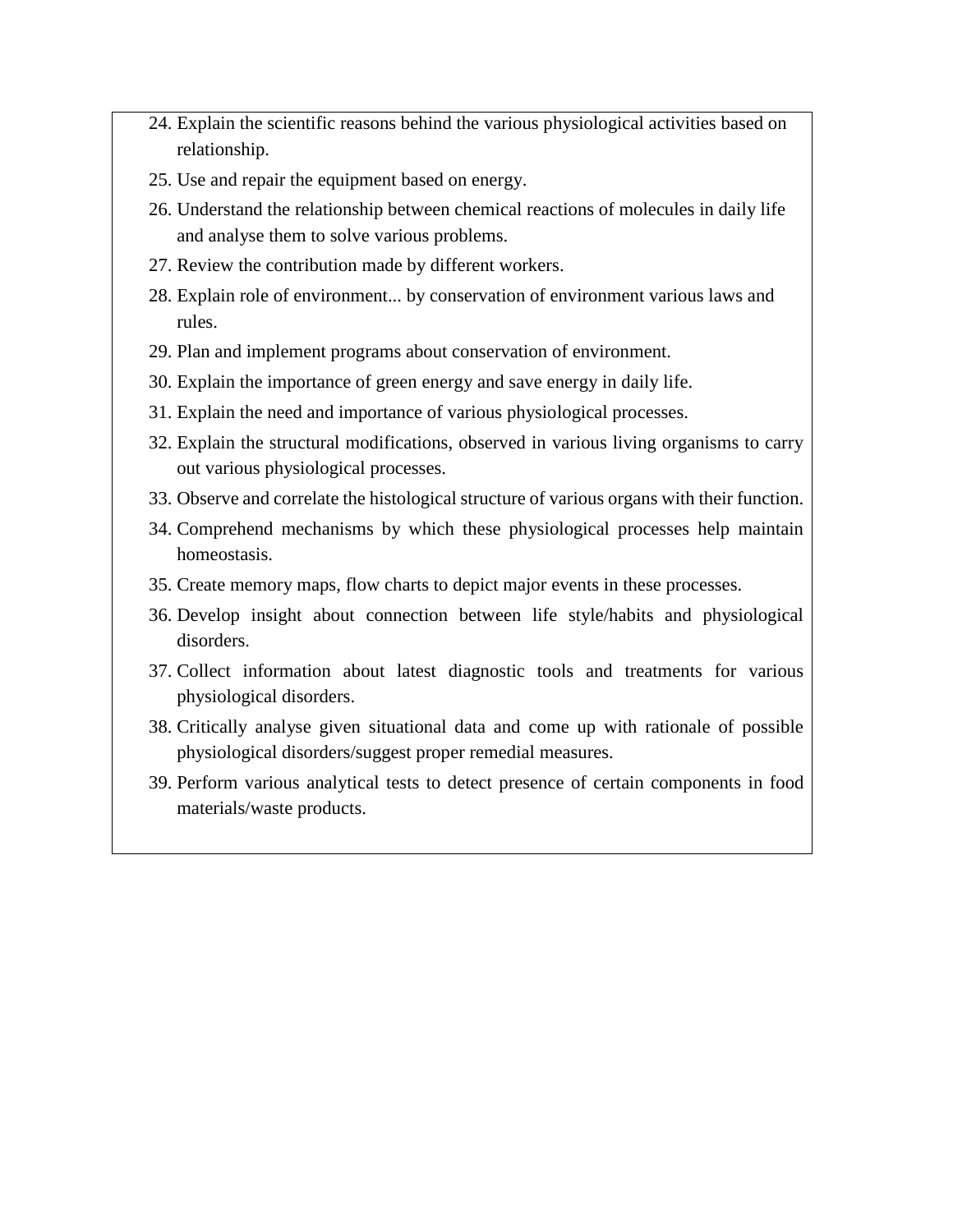24. Explain the scientific reasons behind the various physiological activities based on relationship.
25. Use and repair the equipment based on energy.
26. Understand the relationship between chemical reactions of molecules in daily life and analyse them to solve various problems.
27. Review the contribution made by different workers.
28. Explain role of environment... by conservation of environment various laws and rules.
29. Plan and implement programs about conservation of environment.
30. Explain the importance of green energy and save energy in daily life.
31. Explain the need and importance of various physiological processes.
32. Explain the structural modifications, observed in various living organisms to carry out various physiological processes.
33. Observe and correlate the histological structure of various organs with their function.
34. Comprehend mechanisms by which these physiological processes help maintain homeostasis.
35. Create memory maps, flow charts to depict major events in these processes.
36. Develop insight about connection between life style/habits and physiological disorders.
37. Collect information about latest diagnostic tools and treatments for various physiological disorders.
38. Critically analyse given situational data and come up with rationale of possible physiological disorders/suggest proper remedial measures.
39. Perform various analytical tests to detect presence of certain components in food materials/waste products.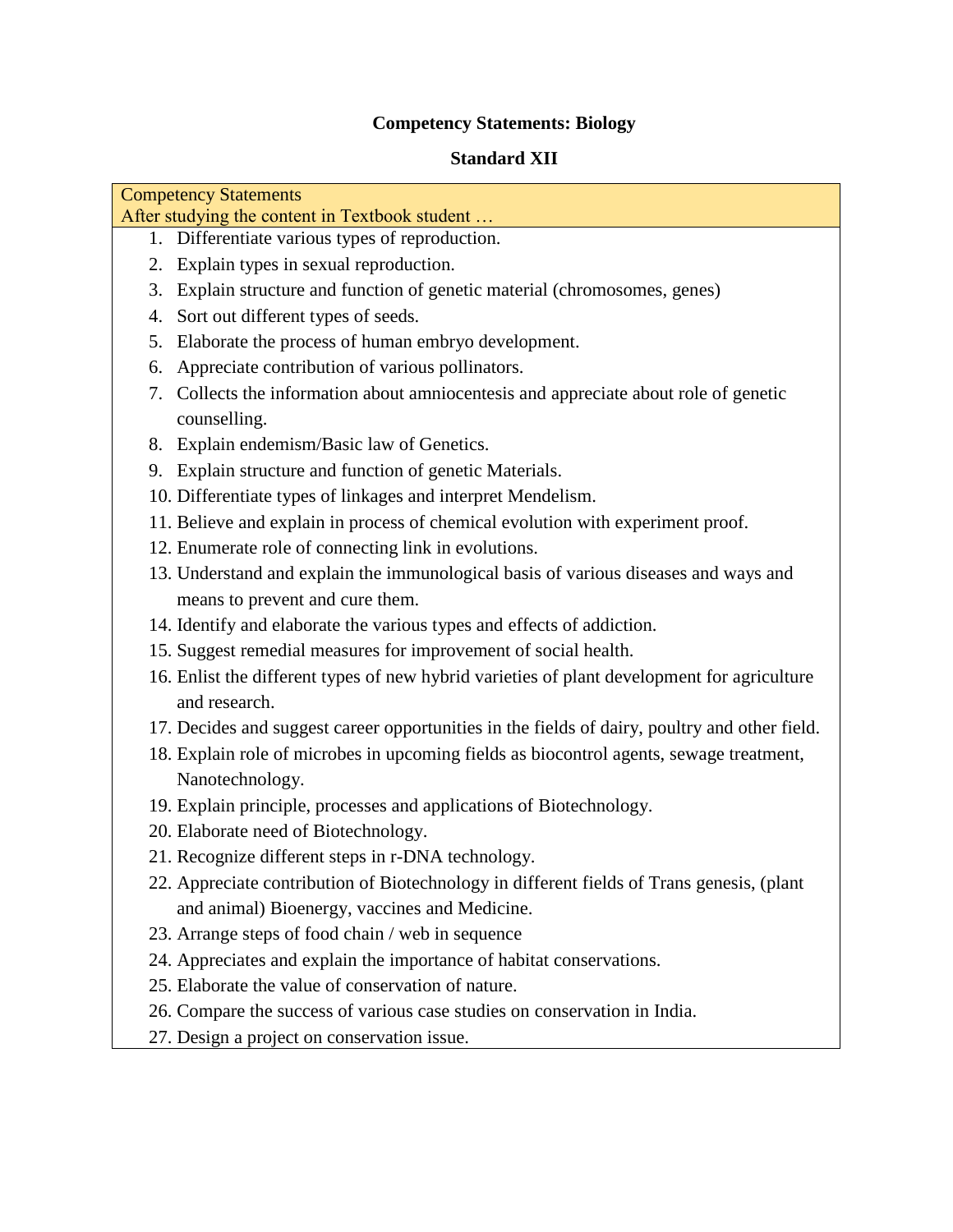**Competency Statements: Biology**

**Standard XII**

| Competency Statements<br>After studying the content in Textbook student … |
|---|
| 1. Differentiate various types of reproduction.<br>2. Explain types in sexual reproduction.<br>3. Explain structure and function of genetic material (chromosomes, genes)<br>4. Sort out different types of seeds.<br>5. Elaborate the process of human embryo development.<br>6. Appreciate contribution of various pollinators.<br>7. Collects the information about amniocentesis and appreciate about role of genetic counselling.<br>8. Explain endemism/Basic law of Genetics.<br>9. Explain structure and function of genetic Materials.<br>10. Differentiate types of linkages and interpret Mendelism.<br>11. Believe and explain in process of chemical evolution with experiment proof.<br>12. Enumerate role of connecting link in evolutions.<br>13. Understand and explain the immunological basis of various diseases and ways and means to prevent and cure them.<br>14. Identify and elaborate the various types and effects of addiction.<br>15. Suggest remedial measures for improvement of social health.<br>16. Enlist the different types of new hybrid varieties of plant development for agriculture and research.<br>17. Decides and suggest career opportunities in the fields of dairy, poultry and other field.<br>18. Explain role of microbes in upcoming fields as biocontrol agents, sewage treatment, Nanotechnology.<br>19. Explain principle, processes and applications of Biotechnology.<br>20. Elaborate need of Biotechnology.<br>21. Recognize different steps in r-DNA technology.<br>22. Appreciate contribution of Biotechnology in different fields of Trans genesis, (plant and animal) Bioenergy, vaccines and Medicine.<br>23. Arrange steps of food chain / web in sequence<br>24. Appreciates and explain the importance of habitat conservations.<br>25. Elaborate the value of conservation of nature.<br>26. Compare the success of various case studies on conservation in India.<br>27. Design a project on conservation issue. |